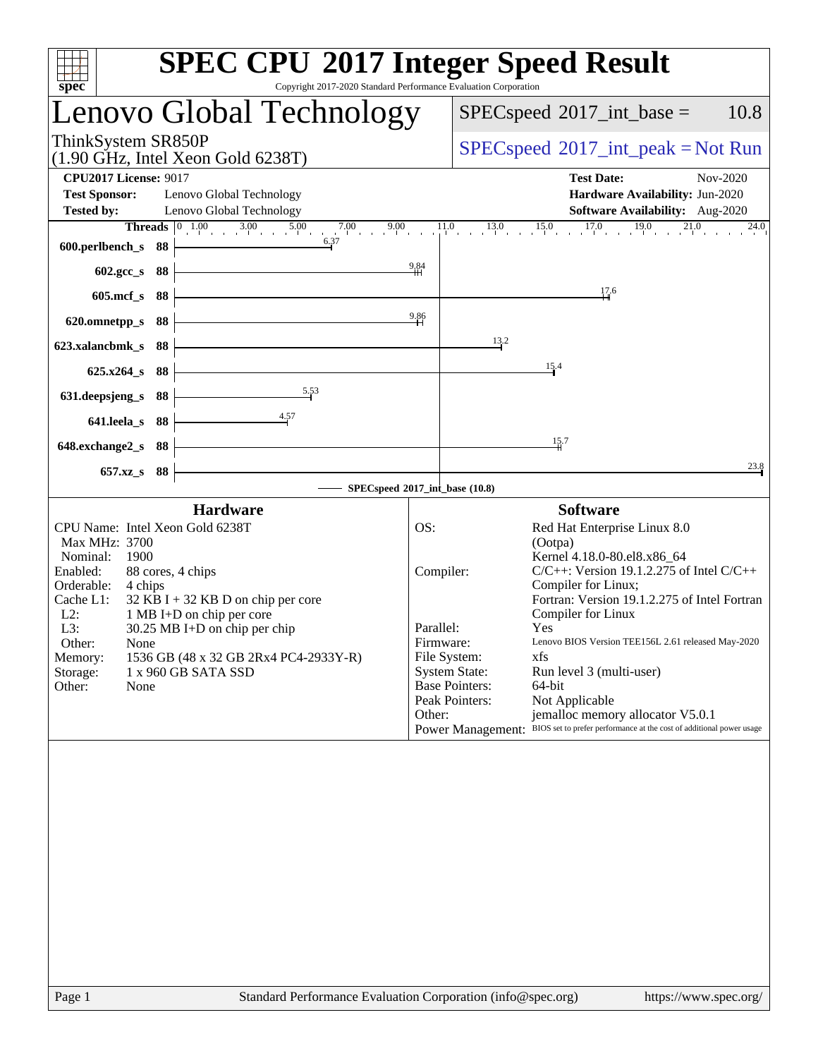# SPEC CPU 2017 Integer Speed Result

Copyright 2017-2020 Standard Performance Evaluation Corporation

## Lenovo Global Technology

ThinkSystem SR850P
(1.90 GHz, Intel Xeon Gold 6238T)

SPECspeed 2017_int_base = 10.8

SPECspeed 2017_int_peak = Not Run

**CPU2017 License:** 9017
**Test Sponsor:** Lenovo Global Technology
**Tested by:** Lenovo Global Technology

**Test Date:** Nov-2020
**Hardware Availability:** Jun-2020
**Software Availability:** Aug-2020

| Benchmark | Threads | Base |
|---|---|---|
| 600.perlbench_s | 88 | 6.37 |
| 602.gcc_s | 88 | 9.84 |
| 605.mcf_s | 88 | 17.6 |
| 620.omnetpp_s | 88 | 9.86 |
| 623.xalancbmk_s | 88 | 13.2 |
| 625.x264_s | 88 | 15.4 |
| 631.deepsjeng_s | 88 | 5.53 |
| 641.leela_s | 88 | 4.57 |
| 648.exchange2_s | 88 | 15.7 |
| 657.xz_s | 88 | 23.8 |

SPECspeed 2017_int_base (10.8)

### Hardware

| | |
|---|---|
| CPU Name: | Intel Xeon Gold 6238T |
| Max MHz: | 3700 |
| Nominal: | 1900 |
| Enabled: | 88 cores, 4 chips |
| Orderable: | 4 chips |
| Cache L1: | 32 KB I + 32 KB D on chip per core |
| L2: | 1 MB I+D on chip per core |
| L3: | 30.25 MB I+D on chip per chip |
| Other: | None |
| Memory: | 1536 GB (48 x 32 GB 2Rx4 PC4-2933Y-R) |
| Storage: | 1 x 960 GB SATA SSD |
| Other: | None |

### Software

| | |
|---|---|
| OS: | Red Hat Enterprise Linux 8.0 (Ootpa) Kernel 4.18.0-80.el8.x86_64 |
| Compiler: | C/C++: Version 19.1.2.275 of Intel C/C++ Compiler for Linux; Fortran: Version 19.1.2.275 of Intel Fortran Compiler for Linux |
| Parallel: | Yes |
| Firmware: | Lenovo BIOS Version TEE156L 2.61 released May-2020 |
| File System: | xfs |
| System State: | Run level 3 (multi-user) |
| Base Pointers: | 64-bit |
| Peak Pointers: | Not Applicable |
| Other: | jemalloc memory allocator V5.0.1 |
| Power Management: | BIOS set to prefer performance at the cost of additional power usage |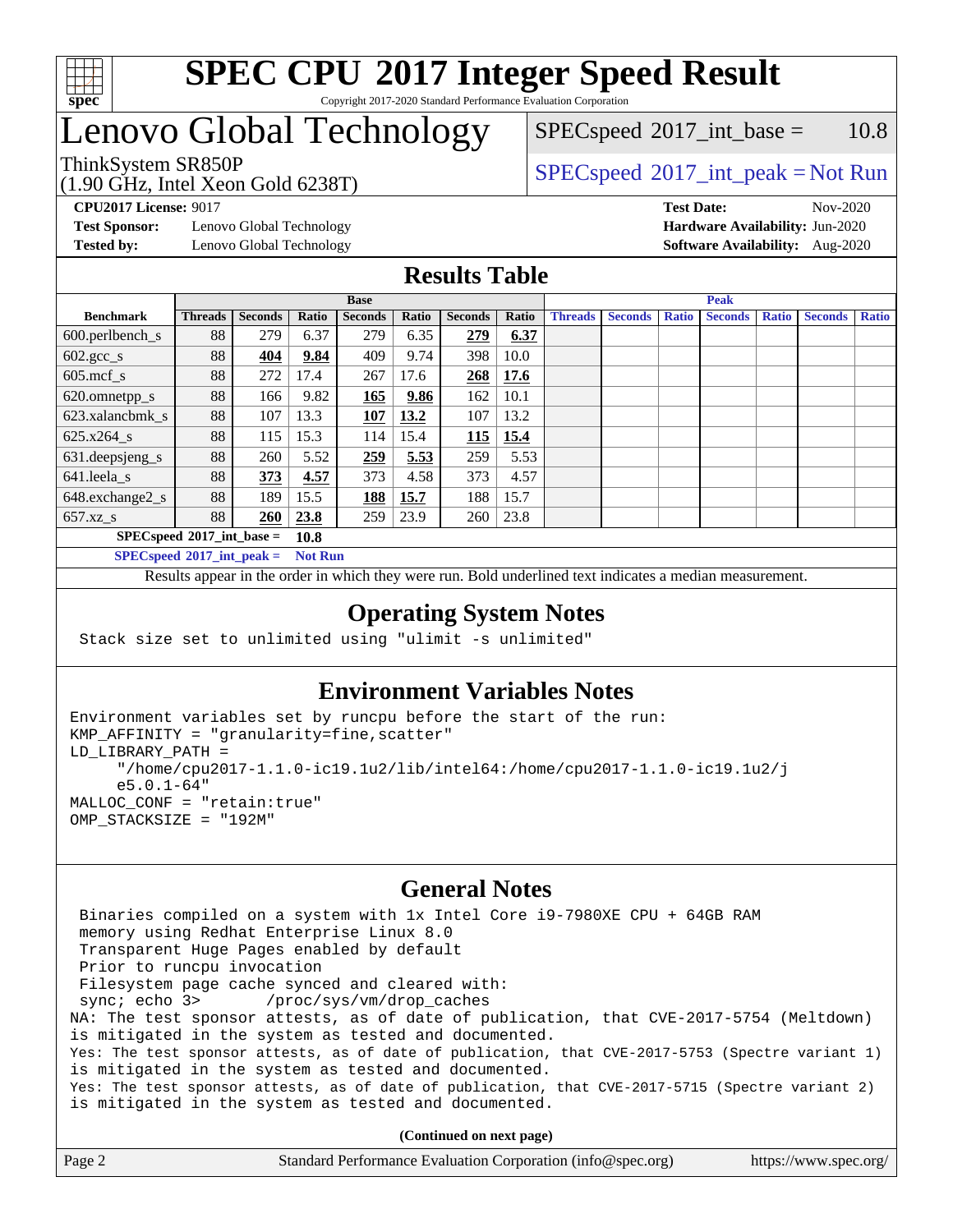# SPEC CPU 2017 Integer Speed Result

Copyright 2017-2020 Standard Performance Evaluation Corporation

# Lenovo Global Technology

ThinkSystem SR850P
(1.90 GHz, Intel Xeon Gold 6238T)

SPECspeed 2017_int_base = 10.8

SPECspeed 2017_int_peak = Not Run

**CPU2017 License:** 9017
**Test Sponsor:** Lenovo Global Technology
**Tested by:** Lenovo Global Technology

**Test Date:** Nov-2020
**Hardware Availability:** Jun-2020
**Software Availability:** Aug-2020

## Results Table

| Benchmark | Base | | | | | | | Peak | | | | | | |
|---|---|---|---|---|---|---|---|---|---|---|---|---|---|---|
| | Threads | Seconds | Ratio | Seconds | Ratio | Seconds | Ratio | Threads | Seconds | Ratio | Seconds | Ratio | Seconds | Ratio |
| 600.perlbench_s | 88 | 279 | 6.37 | 279 | 6.35 | **279** | **6.37** | | | | | | | |
| 602.gcc_s | 88 | **404** | **9.84** | 409 | 9.74 | 398 | 10.0 | | | | | | | |
| 605.mcf_s | 88 | 272 | 17.4 | 267 | 17.6 | **268** | **17.6** | | | | | | | |
| 620.omnetpp_s | 88 | 166 | 9.82 | **165** | **9.86** | 162 | 10.1 | | | | | | | |
| 623.xalancbmk_s | 88 | 107 | 13.3 | **107** | **13.2** | 107 | 13.2 | | | | | | | |
| 625.x264_s | 88 | 115 | 15.3 | 114 | 15.4 | **115** | **15.4** | | | | | | | |
| 631.deepsjeng_s | 88 | 260 | 5.52 | **259** | **5.53** | 259 | 5.53 | | | | | | | |
| 641.leela_s | 88 | **373** | **4.57** | 373 | 4.58 | 373 | 4.57 | | | | | | | |
| 648.exchange2_s | 88 | 189 | 15.5 | **188** | **15.7** | 188 | 15.7 | | | | | | | |
| 657.xz_s | 88 | **260** | **23.8** | 259 | 23.9 | 260 | 23.8 | | | | | | | |

**SPECspeed 2017_int_base = 10.8**

**SPECspeed 2017_int_peak = Not Run**

Results appear in the order in which they were run. Bold underlined text indicates a median measurement.

## Operating System Notes

```
Stack size set to unlimited using "ulimit -s unlimited"
```

## Environment Variables Notes

```
Environment variables set by runcpu before the start of the run:
KMP_AFFINITY = "granularity=fine,scatter"
LD_LIBRARY_PATH =
     "/home/cpu2017-1.1.0-ic19.1u2/lib/intel64:/home/cpu2017-1.1.0-ic19.1u2/j
     e5.0.1-64"
MALLOC_CONF = "retain:true"
OMP_STACKSIZE = "192M"
```

## General Notes

```
 Binaries compiled on a system with 1x Intel Core i9-7980XE CPU + 64GB RAM
 memory using Redhat Enterprise Linux 8.0
 Transparent Huge Pages enabled by default
 Prior to runcpu invocation
 Filesystem page cache synced and cleared with:
 sync; echo 3>       /proc/sys/vm/drop_caches
NA: The test sponsor attests, as of date of publication, that CVE-2017-5754 (Meltdown)
is mitigated in the system as tested and documented.
Yes: The test sponsor attests, as of date of publication, that CVE-2017-5753 (Spectre variant 1)
is mitigated in the system as tested and documented.
Yes: The test sponsor attests, as of date of publication, that CVE-2017-5715 (Spectre variant 2)
is mitigated in the system as tested and documented.
```

**(Continued on next page)**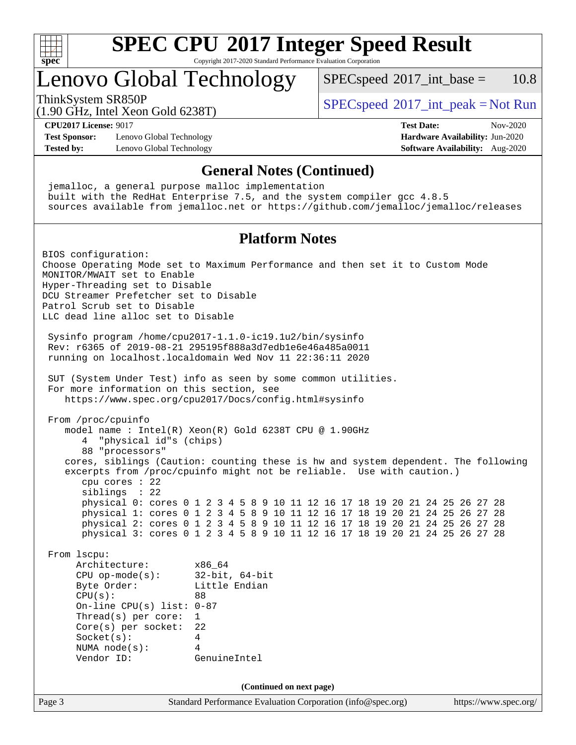# General Notes (Continued)

```
jemalloc, a general purpose malloc implementation
built with the RedHat Enterprise 7.5, and the system compiler gcc 4.8.5
sources available from jemalloc.net or https://github.com/jemalloc/jemalloc/releases
```

# Platform Notes

```
BIOS configuration:
Choose Operating Mode set to Maximum Performance and then set it to Custom Mode
MONITOR/MWAIT set to Enable
Hyper-Threading set to Disable
DCU Streamer Prefetcher set to Disable
Patrol Scrub set to Disable
LLC dead line alloc set to Disable

 Sysinfo program /home/cpu2017-1.1.0-ic19.1u2/bin/sysinfo
 Rev: r6365 of 2019-08-21 295195f888a3d7edb1e6e46a485a0011
 running on localhost.localdomain Wed Nov 11 22:36:11 2020

 SUT (System Under Test) info as seen by some common utilities.
 For more information on this section, see
    https://www.spec.org/cpu2017/Docs/config.html#sysinfo

 From /proc/cpuinfo
    model name : Intel(R) Xeon(R) Gold 6238T CPU @ 1.90GHz
       4  "physical id"s (chips)
       88 "processors"
    cores, siblings (Caution: counting these is hw and system dependent. The following
    excerpts from /proc/cpuinfo might not be reliable.  Use with caution.)
       cpu cores : 22
       siblings  : 22
       physical 0: cores 0 1 2 3 4 5 8 9 10 11 12 16 17 18 19 20 21 24 25 26 27 28
       physical 1: cores 0 1 2 3 4 5 8 9 10 11 12 16 17 18 19 20 21 24 25 26 27 28
       physical 2: cores 0 1 2 3 4 5 8 9 10 11 12 16 17 18 19 20 21 24 25 26 27 28
       physical 3: cores 0 1 2 3 4 5 8 9 10 11 12 16 17 18 19 20 21 24 25 26 27 28

 From lscpu:
      Architecture:          x86_64
      CPU op-mode(s):        32-bit, 64-bit
      Byte Order:            Little Endian
      CPU(s):                88
      On-line CPU(s) list:   0-87
      Thread(s) per core:    1
      Core(s) per socket:    22
      Socket(s):             4
      NUMA node(s):          4
      Vendor ID:             GenuineIntel
```

(Continued on next page)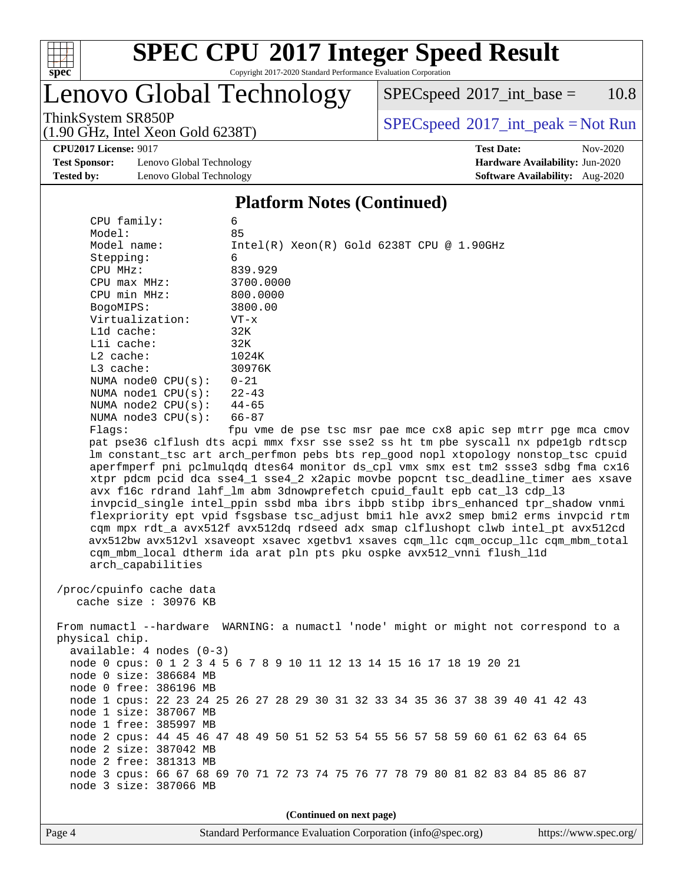## Platform Notes (Continued)

```
    CPU family:          6
    Model:               85
    Model name:          Intel(R) Xeon(R) Gold 6238T CPU @ 1.90GHz
    Stepping:            6
    CPU MHz:             839.929
    CPU max MHz:         3700.0000
    CPU min MHz:         800.0000
    BogoMIPS:            3800.00
    Virtualization:      VT-x
    L1d cache:           32K
    L1i cache:           32K
    L2 cache:            1024K
    L3 cache:            30976K
    NUMA node0 CPU(s):   0-21
    NUMA node1 CPU(s):   22-43
    NUMA node2 CPU(s):   44-65
    NUMA node3 CPU(s):   66-87
    Flags:               fpu vme de pse tsc msr pae mce cx8 apic sep mtrr pge mca cmov
    pat pse36 clflush dts acpi mmx fxsr sse sse2 ss ht tm pbe syscall nx pdpe1gb rdtscp
    lm constant_tsc art arch_perfmon pebs bts rep_good nopl xtopology nonstop_tsc cpuid
    aperfmperf pni pclmulqdq dtes64 monitor ds_cpl vmx smx est tm2 ssse3 sdbg fma cx16
    xtpr pdcm pcid dca sse4_1 sse4_2 x2apic movbe popcnt tsc_deadline_timer aes xsave
    avx f16c rdrand lahf_lm abm 3dnowprefetch cpuid_fault epb cat_l3 cdp_l3
    invpcid_single intel_ppin ssbd mba ibrs ibpb stibp ibrs_enhanced tpr_shadow vnmi
    flexpriority ept vpid fsgsbase tsc_adjust bmi1 hle avx2 smep bmi2 erms invpcid rtm
    cqm mpx rdt_a avx512f avx512dq rdseed adx smap clflushopt clwb intel_pt avx512cd
    avx512bw avx512vl xsaveopt xsavec xgetbv1 xsaves cqm_llc cqm_occup_llc cqm_mbm_total
    cqm_mbm_local dtherm ida arat pln pts pku ospke avx512_vnni flush_l1d
    arch_capabilities

 /proc/cpuinfo cache data
    cache size : 30976 KB

 From numactl --hardware  WARNING: a numactl 'node' might or might not correspond to a
 physical chip.
   available: 4 nodes (0-3)
   node 0 cpus: 0 1 2 3 4 5 6 7 8 9 10 11 12 13 14 15 16 17 18 19 20 21
   node 0 size: 386684 MB
   node 0 free: 386196 MB
   node 1 cpus: 22 23 24 25 26 27 28 29 30 31 32 33 34 35 36 37 38 39 40 41 42 43
   node 1 size: 387067 MB
   node 1 free: 385997 MB
   node 2 cpus: 44 45 46 47 48 49 50 51 52 53 54 55 56 57 58 59 60 61 62 63 64 65
   node 2 size: 387042 MB
   node 2 free: 381313 MB
   node 3 cpus: 66 67 68 69 70 71 72 73 74 75 76 77 78 79 80 81 82 83 84 85 86 87
   node 3 size: 387066 MB
```

**(Continued on next page)**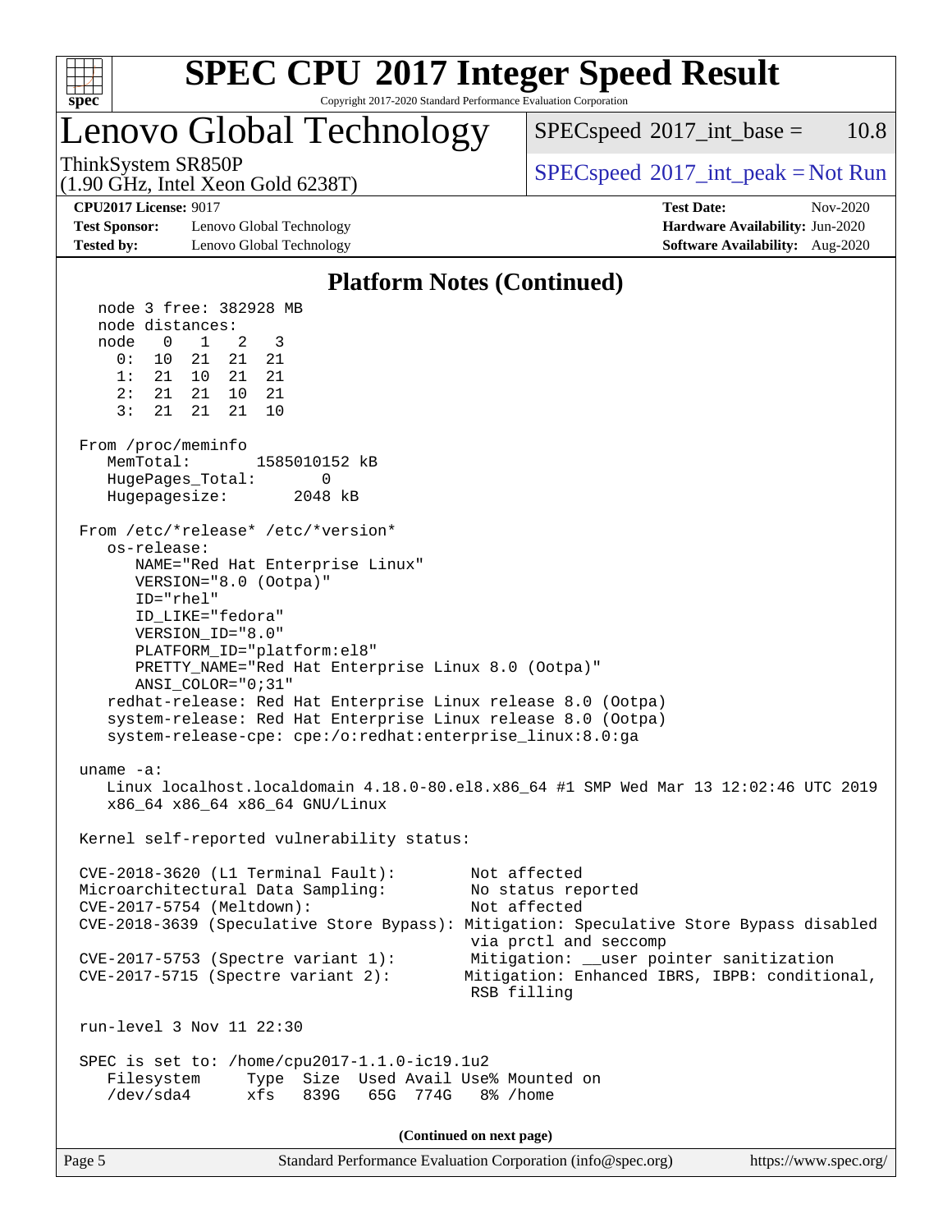## Platform Notes (Continued)

```
   node 3 free: 382928 MB
   node distances:
   node   0   1   2   3
     0:  10  21  21  21
     1:  21  10  21  21
     2:  21  21  10  21
     3:  21  21  21  10

 From /proc/meminfo
    MemTotal:       1585010152 kB
    HugePages_Total:       0
    Hugepagesize:       2048 kB

 From /etc/*release* /etc/*version*
    os-release:
       NAME="Red Hat Enterprise Linux"
       VERSION="8.0 (Ootpa)"
       ID="rhel"
       ID_LIKE="fedora"
       VERSION_ID="8.0"
       PLATFORM_ID="platform:el8"
       PRETTY_NAME="Red Hat Enterprise Linux 8.0 (Ootpa)"
       ANSI_COLOR="0;31"
    redhat-release: Red Hat Enterprise Linux release 8.0 (Ootpa)
    system-release: Red Hat Enterprise Linux release 8.0 (Ootpa)
    system-release-cpe: cpe:/o:redhat:enterprise_linux:8.0:ga

 uname -a:
    Linux localhost.localdomain 4.18.0-80.el8.x86_64 #1 SMP Wed Mar 13 12:02:46 UTC 2019
    x86_64 x86_64 x86_64 GNU/Linux

 Kernel self-reported vulnerability status:

 CVE-2018-3620 (L1 Terminal Fault):        Not affected
 Microarchitectural Data Sampling:         No status reported
 CVE-2017-5754 (Meltdown):                 Not affected
 CVE-2018-3639 (Speculative Store Bypass): Mitigation: Speculative Store Bypass disabled
                                           via prctl and seccomp
 CVE-2017-5753 (Spectre variant 1):        Mitigation: __user pointer sanitization
 CVE-2017-5715 (Spectre variant 2):        Mitigation: Enhanced IBRS, IBPB: conditional,
                                           RSB filling

 run-level 3 Nov 11 22:30

 SPEC is set to: /home/cpu2017-1.1.0-ic19.1u2
    Filesystem     Type  Size  Used Avail Use% Mounted on
    /dev/sda4      xfs   839G   65G  774G   8% /home
```

(Continued on next page)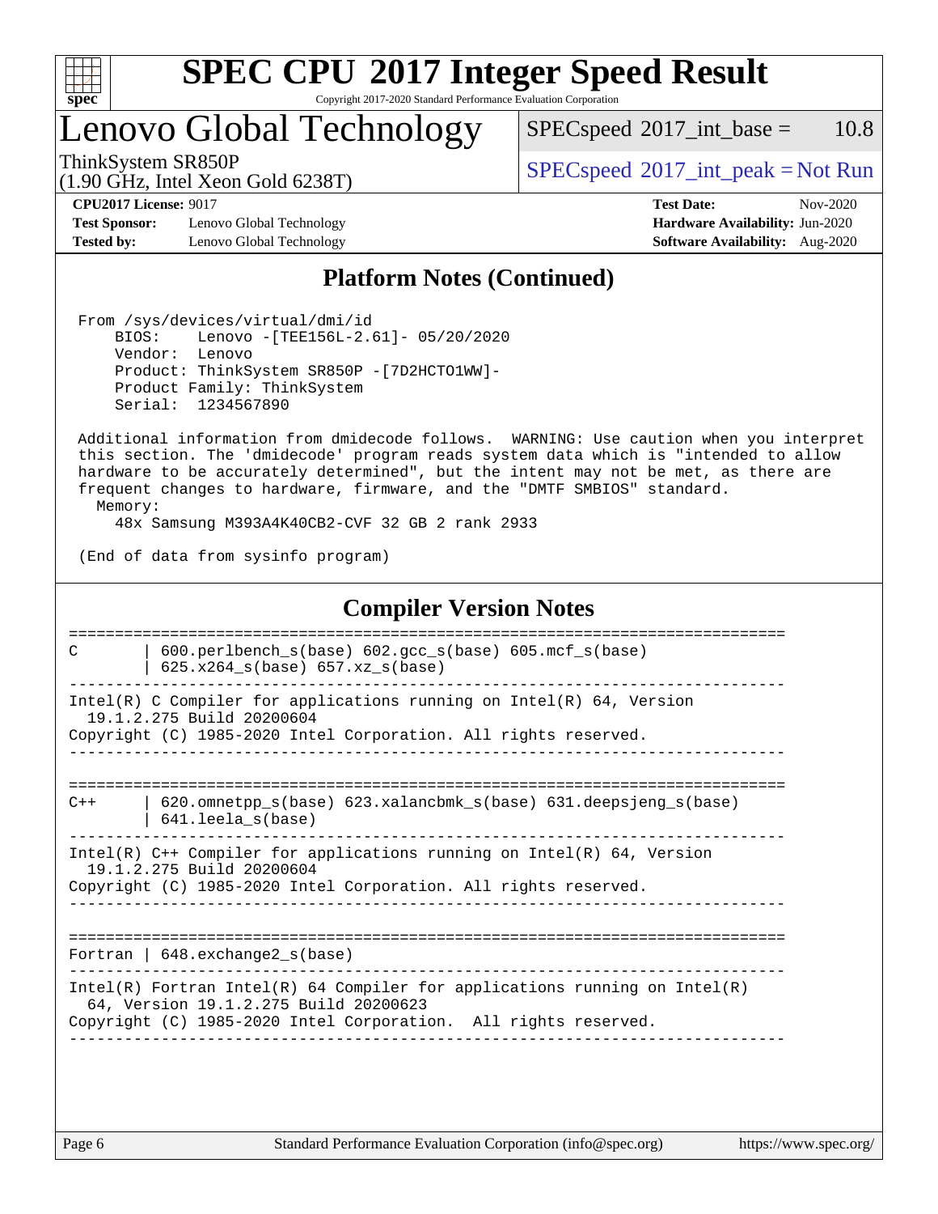# SPEC CPU 2017 Integer Speed Result

Copyright 2017-2020 Standard Performance Evaluation Corporation

## Lenovo Global Technology

ThinkSystem SR850P
(1.90 GHz, Intel Xeon Gold 6238T)

SPECspeed 2017_int_base = 10.8

SPECspeed 2017_int_peak = Not Run

**CPU2017 License:** 9017
**Test Sponsor:** Lenovo Global Technology
**Tested by:** Lenovo Global Technology

**Test Date:** Nov-2020
**Hardware Availability:** Jun-2020
**Software Availability:** Aug-2020

## Platform Notes (Continued)

```
 From /sys/devices/virtual/dmi/id
     BIOS:    Lenovo -[TEE156L-2.61]- 05/20/2020
     Vendor:  Lenovo
     Product: ThinkSystem SR850P -[7D2HCTO1WW]-
     Product Family: ThinkSystem
     Serial:  1234567890

 Additional information from dmidecode follows.  WARNING: Use caution when you interpret
 this section. The 'dmidecode' program reads system data which is "intended to allow
 hardware to be accurately determined", but the intent may not be met, as there are
 frequent changes to hardware, firmware, and the "DMTF SMBIOS" standard.
   Memory:
     48x Samsung M393A4K40CB2-CVF 32 GB 2 rank 2933

 (End of data from sysinfo program)
```

## Compiler Version Notes

```
==============================================================================
C       | 600.perlbench_s(base) 602.gcc_s(base) 605.mcf_s(base)
        | 625.x264_s(base) 657.xz_s(base)
------------------------------------------------------------------------------
Intel(R) C Compiler for applications running on Intel(R) 64, Version
  19.1.2.275 Build 20200604
Copyright (C) 1985-2020 Intel Corporation. All rights reserved.
------------------------------------------------------------------------------

==============================================================================
C++     | 620.omnetpp_s(base) 623.xalancbmk_s(base) 631.deepsjeng_s(base)
        | 641.leela_s(base)
------------------------------------------------------------------------------
Intel(R) C++ Compiler for applications running on Intel(R) 64, Version
  19.1.2.275 Build 20200604
Copyright (C) 1985-2020 Intel Corporation. All rights reserved.
------------------------------------------------------------------------------

==============================================================================
Fortran | 648.exchange2_s(base)
------------------------------------------------------------------------------
Intel(R) Fortran Intel(R) 64 Compiler for applications running on Intel(R)
  64, Version 19.1.2.275 Build 20200623
Copyright (C) 1985-2020 Intel Corporation.  All rights reserved.
------------------------------------------------------------------------------
```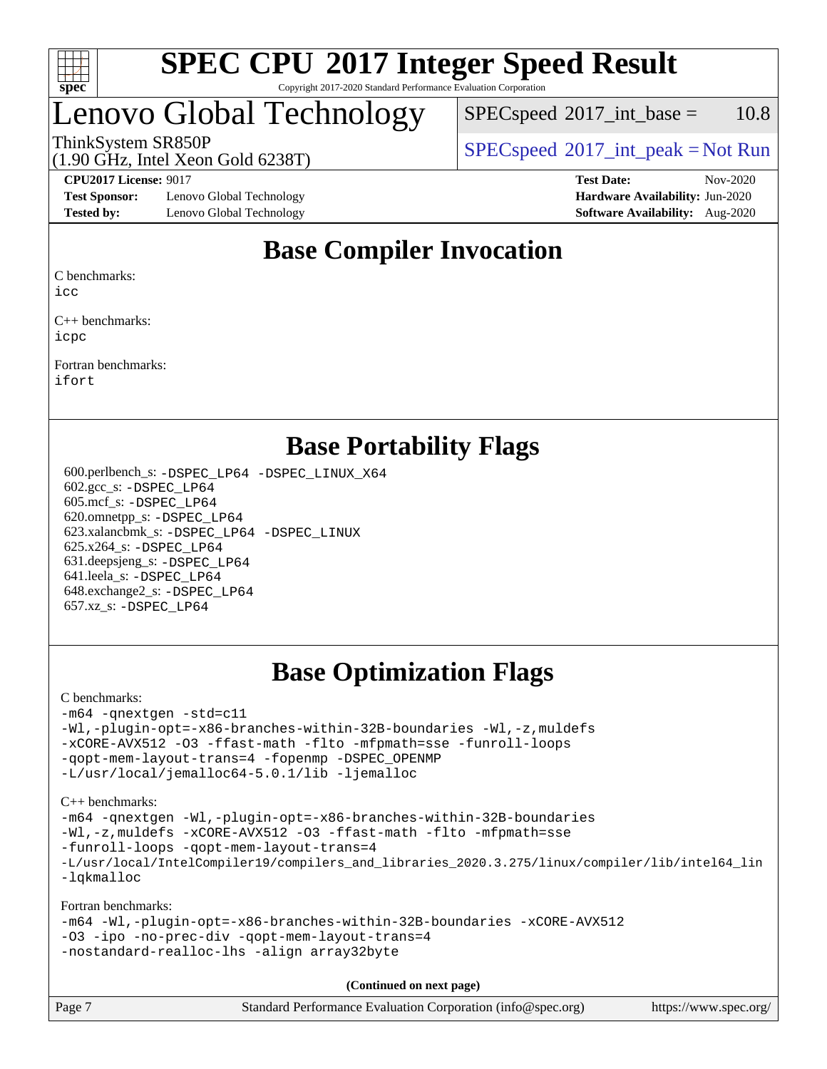# SPEC CPU 2017 Integer Speed Result

Copyright 2017-2020 Standard Performance Evaluation Corporation

# Lenovo Global Technology

ThinkSystem SR850P
(1.90 GHz, Intel Xeon Gold 6238T)

SPECspeed 2017_int_base = 10.8

SPECspeed 2017_int_peak = Not Run

**CPU2017 License:** 9017
**Test Sponsor:** Lenovo Global Technology
**Tested by:** Lenovo Global Technology

**Test Date:** Nov-2020
**Hardware Availability:** Jun-2020
**Software Availability:** Aug-2020

## Base Compiler Invocation

C benchmarks:
```
icc
```

C++ benchmarks:
```
icpc
```

Fortran benchmarks:
```
ifort
```

## Base Portability Flags

600.perlbench_s: -DSPEC_LP64 -DSPEC_LINUX_X64
602.gcc_s: -DSPEC_LP64
605.mcf_s: -DSPEC_LP64
620.omnetpp_s: -DSPEC_LP64
623.xalancbmk_s: -DSPEC_LP64 -DSPEC_LINUX
625.x264_s: -DSPEC_LP64
631.deepsjeng_s: -DSPEC_LP64
641.leela_s: -DSPEC_LP64
648.exchange2_s: -DSPEC_LP64
657.xz_s: -DSPEC_LP64

## Base Optimization Flags

C benchmarks:
```
-m64 -qnextgen -std=c11
-Wl,-plugin-opt=-x86-branches-within-32B-boundaries -Wl,-z,muldefs
-xCORE-AVX512 -O3 -ffast-math -flto -mfpmath=sse -funroll-loops
-qopt-mem-layout-trans=4 -fopenmp -DSPEC_OPENMP
-L/usr/local/jemalloc64-5.0.1/lib -ljemalloc
```

C++ benchmarks:
```
-m64 -qnextgen -Wl,-plugin-opt=-x86-branches-within-32B-boundaries
-Wl,-z,muldefs -xCORE-AVX512 -O3 -ffast-math -flto -mfpmath=sse
-funroll-loops -qopt-mem-layout-trans=4
-L/usr/local/IntelCompiler19/compilers_and_libraries_2020.3.275/linux/compiler/lib/intel64_lin
-lqkmalloc
```

Fortran benchmarks:
```
-m64 -Wl,-plugin-opt=-x86-branches-within-32B-boundaries -xCORE-AVX512
-O3 -ipo -no-prec-div -qopt-mem-layout-trans=4
-nostandard-realloc-lhs -align array32byte
```

**(Continued on next page)**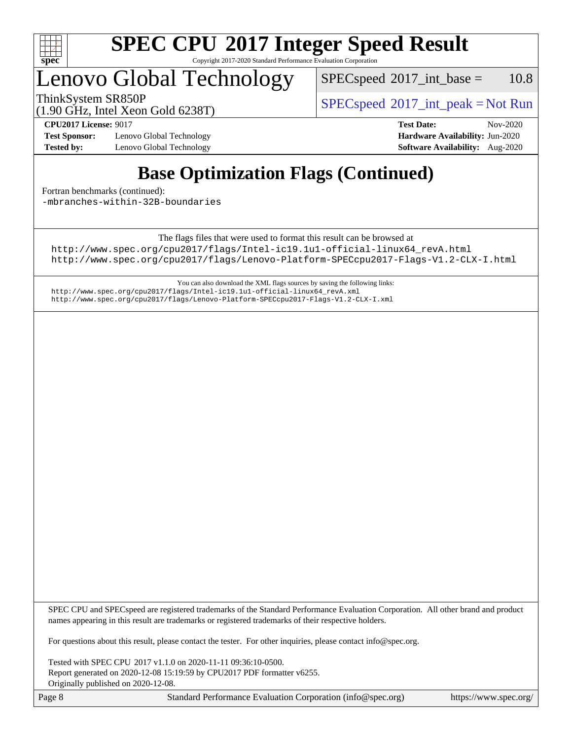# SPEC CPU 2017 Integer Speed Result

Copyright 2017-2020 Standard Performance Evaluation Corporation

# Lenovo Global Technology

ThinkSystem SR850P
(1.90 GHz, Intel Xeon Gold 6238T)

SPECspeed 2017_int_base = 10.8

SPECspeed 2017_int_peak = Not Run

**CPU2017 License:** 9017
**Test Sponsor:** Lenovo Global Technology
**Tested by:** Lenovo Global Technology

**Test Date:** Nov-2020
**Hardware Availability:** Jun-2020
**Software Availability:** Aug-2020

## Base Optimization Flags (Continued)

Fortran benchmarks (continued):
-mbranches-within-32B-boundaries

The flags files that were used to format this result can be browsed at
http://www.spec.org/cpu2017/flags/Intel-ic19.1u1-official-linux64_revA.html
http://www.spec.org/cpu2017/flags/Lenovo-Platform-SPECcpu2017-Flags-V1.2-CLX-I.html

You can also download the XML flags sources by saving the following links:
http://www.spec.org/cpu2017/flags/Intel-ic19.1u1-official-linux64_revA.xml
http://www.spec.org/cpu2017/flags/Lenovo-Platform-SPECcpu2017-Flags-V1.2-CLX-I.xml

SPEC CPU and SPECspeed are registered trademarks of the Standard Performance Evaluation Corporation. All other brand and product names appearing in this result are trademarks or registered trademarks of their respective holders.

For questions about this result, please contact the tester. For other inquiries, please contact info@spec.org.

Tested with SPEC CPU 2017 v1.1.0 on 2020-11-11 09:36:10-0500.
Report generated on 2020-12-08 15:19:59 by CPU2017 PDF formatter v6255.
Originally published on 2020-12-08.